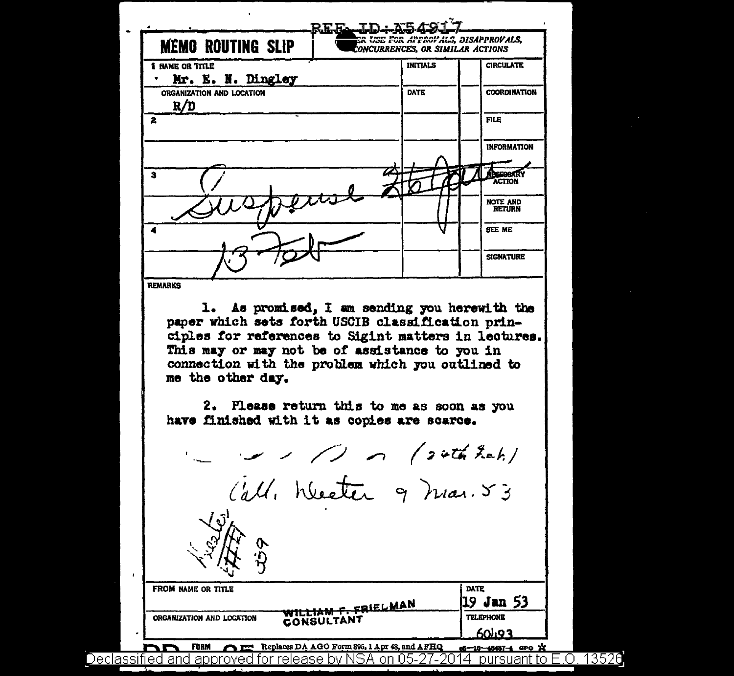REF ID:A54917

# MEMO ROUTING SLIP

NEVER USE FOR APPROVALS, DISAPPROVALS, CONCURRENCES, OR SIMILAR ACTIONS

| NAME OR TITLE / ORGANIZATION AND LOCATION | INITIALS / DATE | | |
|---|---|---|---|
| 1 Mr. E. N. Dingley | | | CIRCULATE |
| R/D | | | COORDINATION |
| 2 | | | FILE |
| | | | INFORMATION |
| 3 Suspense 26 Jan | | | NECESSARY ACTION |
| | | | NOTE AND RETURN |
| 4 13 Feb | | | SEE ME |
| | | | SIGNATURE |

REMARKS

1. As promised, I am sending you herewith the paper which sets forth USCIB classification principles for references to Sigint matters in lectures. This may or may not be of assistance to you in connection with the problem which you outlined to me the other day.

2. Please return this to me as soon as you have finished with it as copies are scarce.

(24th Feb.)

Call Wheeler 9 Mar. 53

Keeler

359

| FROM NAME OR TITLE | DATE |
|---|---|
| WILLIAM F. FRIEDMAN | 19 Jan 53 |
| ORGANIZATION AND LOCATION: CONSULTANT | TELEPHONE: 60493 |

FORM 95 Replaces DA AGO Form 895, 1 Apr 48, and AFHQ

Declassified and approved for release by NSA on 05-27-2014 pursuant to E.O. 13526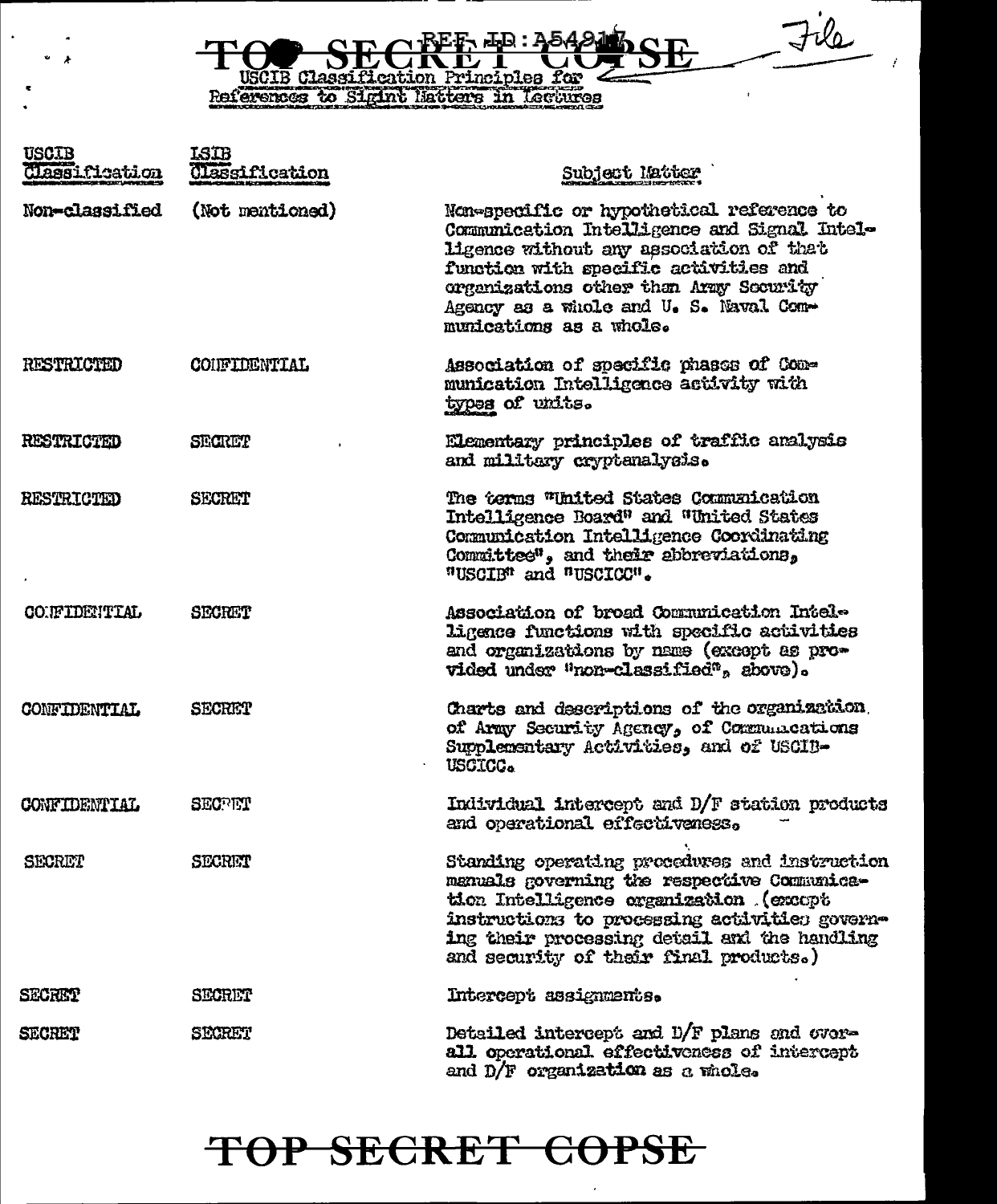TOP SECRET COPSE

REF ID:A54217

File

USCIB Classification Principles for References to Sigint Matters in Lectures

| USCIB Classification | LSIB Classification | Subject Matter |
|---|---|---|
| Non-classified | (Not mentioned) | Non-specific or hypothetical reference to Communication Intelligence and Signal Intelligence without any association of that function with specific activities and organizations other than Army Security Agency as a whole and U. S. Naval Communications as a whole. |
| RESTRICTED | CONFIDENTIAL | Association of specific phases of Communication Intelligence activity with types of units. |
| RESTRICTED | SECRET | Elementary principles of traffic analysis and military cryptanalysis. |
| RESTRICTED | SECRET | The terms "United States Communication Intelligence Board" and "United States Communication Intelligence Coordinating Committee", and their abbreviations, "USCIB" and "USCICC". |
| CONFIDENTIAL | SECRET | Association of broad Communication Intelligence functions with specific activities and organizations by name (except as provided under "non-classified", above). |
| CONFIDENTIAL | SECRET | Charts and descriptions of the organization of Army Security Agency, of Communications Supplementary Activities, and of USCIB-USCICC. |
| CONFIDENTIAL | SECRET | Individual intercept and D/F station products and operational effectiveness. |
| SECRET | SECRET | Standing operating procedures and instruction manuals governing the respective Communication Intelligence organization. (except instructions to processing activities governing their processing detail and the handling and security of their final products.) |
| SECRET | SECRET | Intercept assignments. |
| SECRET | SECRET | Detailed intercept and D/F plans and overall operational effectiveness of intercept and D/F organization as a whole. |

TOP SECRET COPSE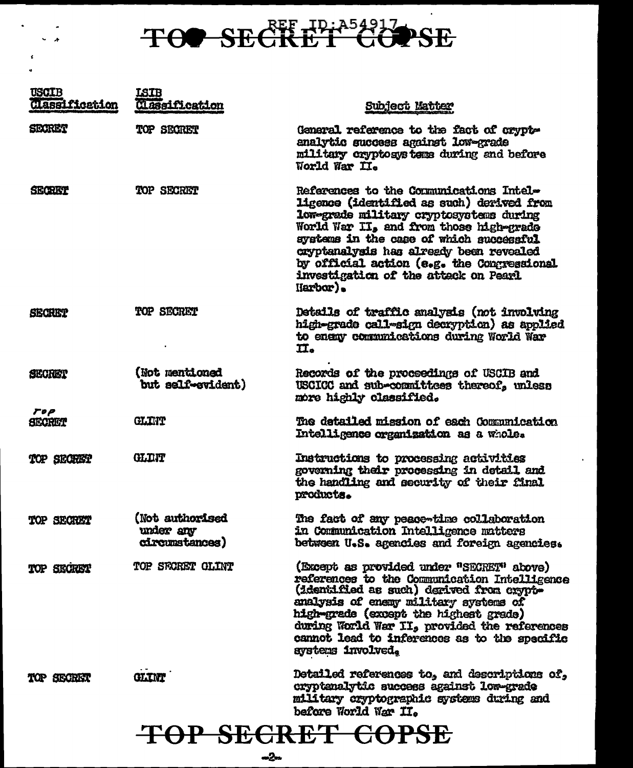| USCIB Classification | LSIB Classification | Subject Matter |
| --- | --- | --- |
| SECRET | TOP SECRET | General reference to the fact of cryptanalytic success against low-grade military cryptosystems during and before World War II. |
| SECRET | TOP SECRET | References to the Communications Intelligence (identified as such) derived from low-grade military cryptosystems during World War II, and from those high-grade systems in the case of which successful cryptanalysis has already been revealed by official action (e.g. the Congressional investigation of the attack on Pearl Harbor). |
| SECRET | TOP SECRET | Details of traffic analysis (not involving high-grade call-sign decryption) as applied to enemy communications during World War II. |
| SECRET | (Not mentioned but self-evident) | Records of the proceedings of USCIB and USCICC and sub-committees thereof, unless more highly classified. |
| TOP SECRET | GLINT | The detailed mission of each Communication Intelligence organization as a whole. |
| TOP SECRET | GLINT | Instructions to processing activities governing their processing in detail and the handling and security of their final products. |
| TOP SECRET | (Not authorised under any circumstances) | The fact of any peace-time collaboration in Communication Intelligence matters between U.S. agencies and foreign agencies. |
| TOP SECRET | TOP SECRET GLINT | (Except as provided under "SECRET" above) references to the Communication Intelligence (identified as such) derived from cryptanalysis of enemy military systems of high-grade (except the highest grade) during World War II, provided the references cannot lead to inferences as to the specific systems involved. |
| TOP SECRET | GLINT | Detailed references to, and descriptions of, cryptanalytic success against low-grade military cryptographic systems during and before World War II. |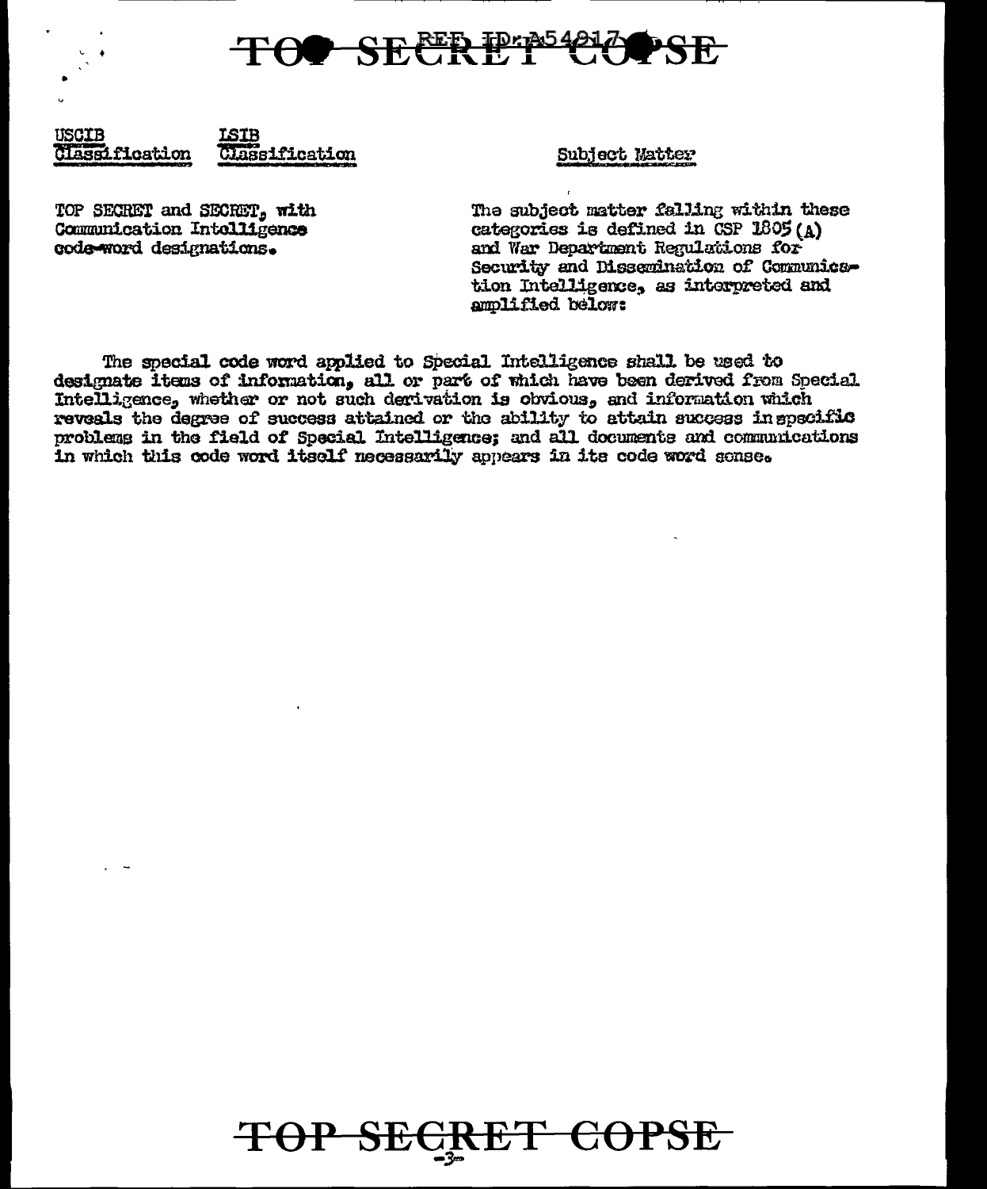| USCIB Classification | LSIB Classification | Subject Matter |
|---|---|---|
| TOP SECRET and SECRET, with Communication Intelligence code-word designations. | | The subject matter falling within these categories is defined in CSP 1805 (A) and War Department Regulations for Security and Dissemination of Communication Intelligence, as interpreted and amplified below: |

The special code word applied to Special Intelligence shall be used to designate items of information, all or part of which have been derived from Special Intelligence, whether or not such derivation is obvious, and information which reveals the degree of success attained or the ability to attain success in specific problems in the field of Special Intelligence; and all documents and communications in which this code word itself necessarily appears in its code word sense.